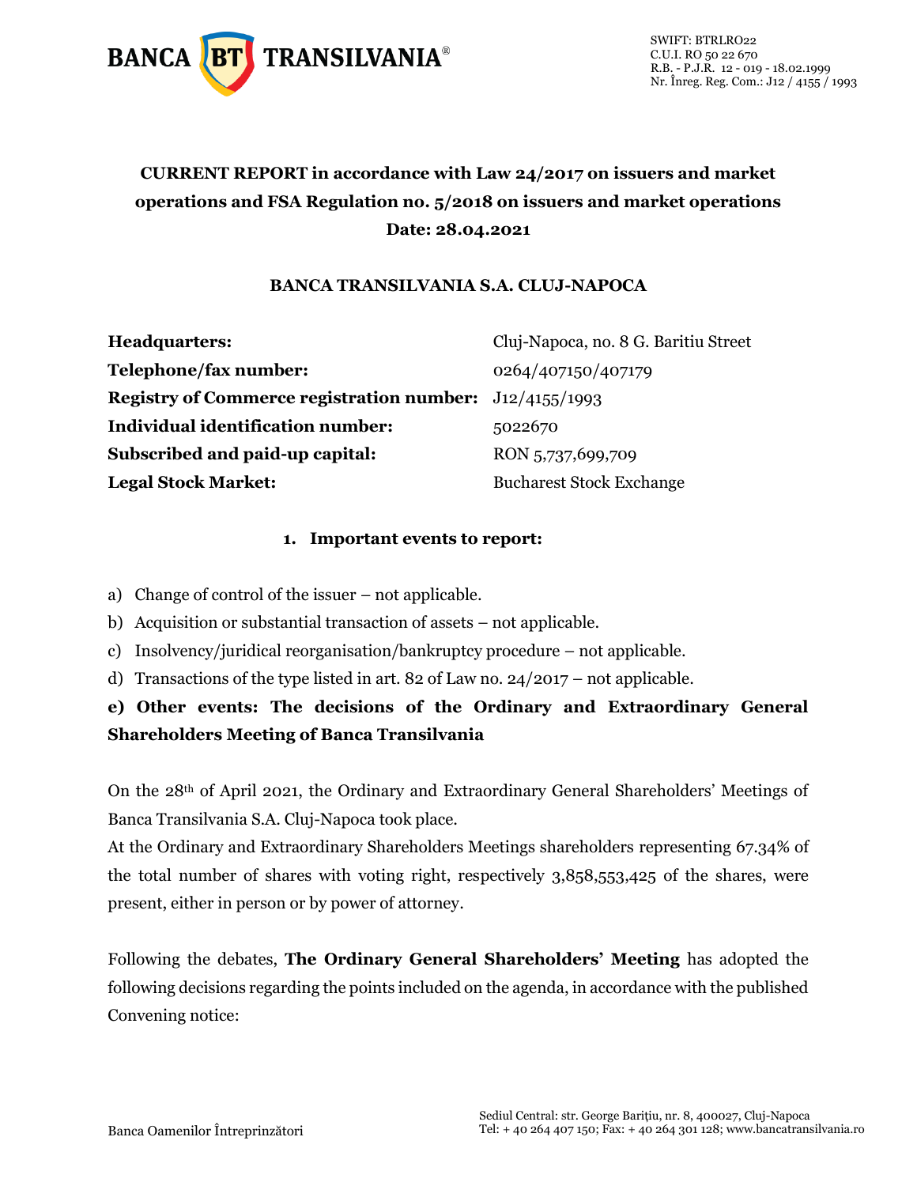SWIFT: BTRLRO22
C.U.I. RO 50 22 670
R.B. - P.J.R. 12 - 019 - 18.02.1999
Nr. Înreg. Reg. Com.: J12 / 4155 / 1993

**CURRENT REPORT in accordance with Law 24/2017 on issuers and market operations and FSA Regulation no. 5/2018 on issuers and market operations**
**Date: 28.04.2021**

**BANCA TRANSILVANIA S.A. CLUJ-NAPOCA**

| | |
|---|---|
| **Headquarters:** | Cluj-Napoca, no. 8 G. Baritiu Street |
| **Telephone/fax number:** | 0264/407150/407179 |
| **Registry of Commerce registration number:** | J12/4155/1993 |
| **Individual identification number:** | 5022670 |
| **Subscribed and paid-up capital:** | RON 5,737,699,709 |
| **Legal Stock Market:** | Bucharest Stock Exchange |

1. **Important events to report:**

a) Change of control of the issuer – not applicable.
b) Acquisition or substantial transaction of assets – not applicable.
c) Insolvency/juridical reorganisation/bankruptcy procedure – not applicable.
d) Transactions of the type listed in art. 82 of Law no. 24/2017 – not applicable.

**e) Other events: The decisions of the Ordinary and Extraordinary General Shareholders Meeting of Banca Transilvania**

On the 28th of April 2021, the Ordinary and Extraordinary General Shareholders' Meetings of Banca Transilvania S.A. Cluj-Napoca took place.
At the Ordinary and Extraordinary Shareholders Meetings shareholders representing 67.34% of the total number of shares with voting right, respectively 3,858,553,425 of the shares, were present, either in person or by power of attorney.

Following the debates, **The Ordinary General Shareholders' Meeting** has adopted the following decisions regarding the points included on the agenda, in accordance with the published Convening notice: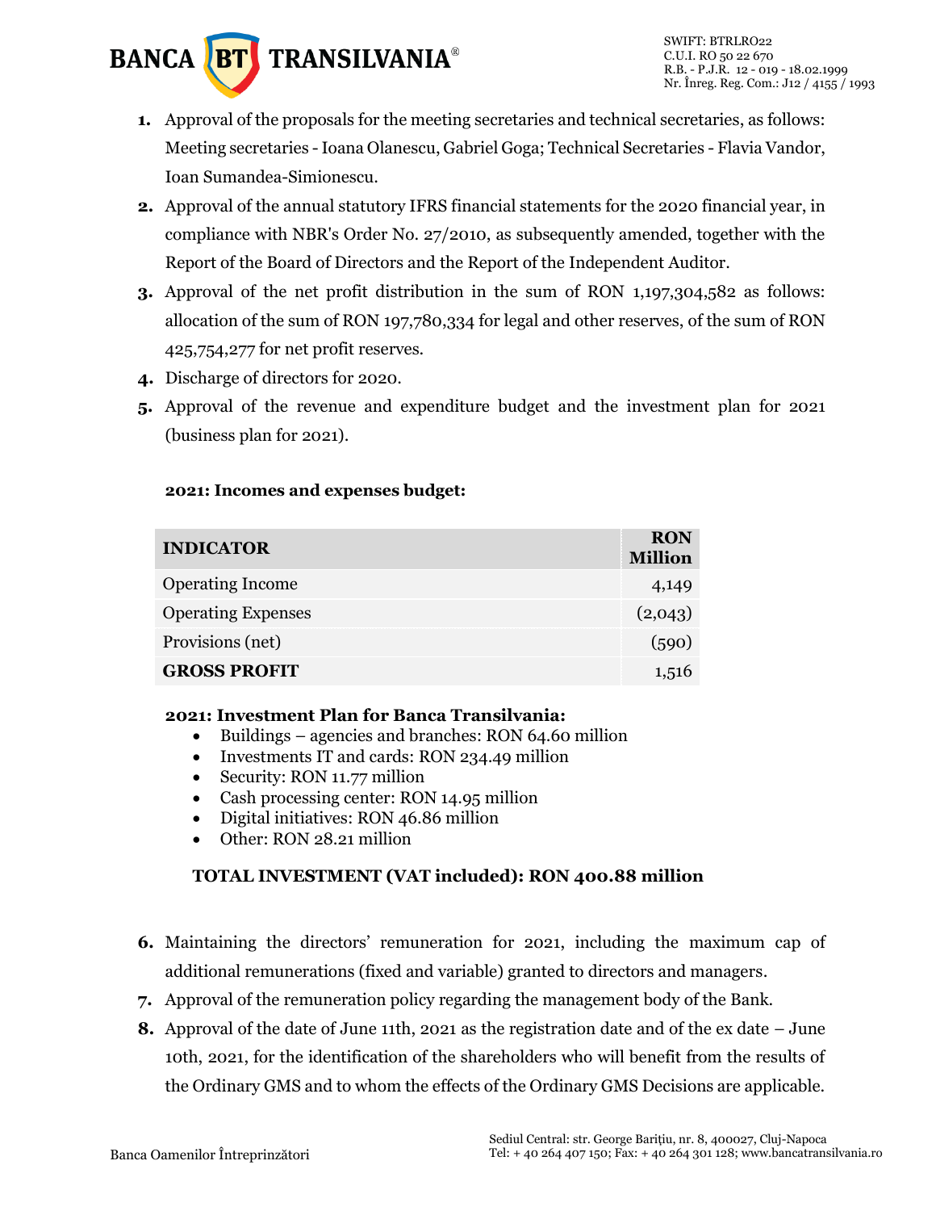1. Approval of the proposals for the meeting secretaries and technical secretaries, as follows: Meeting secretaries - Ioana Olanescu, Gabriel Goga; Technical Secretaries - Flavia Vandor, Ioan Sumandea-Simionescu.
2. Approval of the annual statutory IFRS financial statements for the 2020 financial year, in compliance with NBR's Order No. 27/2010, as subsequently amended, together with the Report of the Board of Directors and the Report of the Independent Auditor.
3. Approval of the net profit distribution in the sum of RON 1,197,304,582 as follows: allocation of the sum of RON 197,780,334 for legal and other reserves, of the sum of RON 425,754,277 for net profit reserves.
4. Discharge of directors for 2020.
5. Approval of the revenue and expenditure budget and the investment plan for 2021 (business plan for 2021).

**2021: Incomes and expenses budget:**

| INDICATOR | RON Million |
|---|---|
| Operating Income | 4,149 |
| Operating Expenses | (2,043) |
| Provisions (net) | (590) |
| **GROSS PROFIT** | 1,516 |

**2021: Investment Plan for Banca Transilvania:**

- Buildings – agencies and branches: RON 64.60 million
- Investments IT and cards: RON 234.49 million
- Security: RON 11.77 million
- Cash processing center: RON 14.95 million
- Digital initiatives: RON 46.86 million
- Other: RON 28.21 million

**TOTAL INVESTMENT (VAT included): RON 400.88 million**

6. Maintaining the directors' remuneration for 2021, including the maximum cap of additional remunerations (fixed and variable) granted to directors and managers.
7. Approval of the remuneration policy regarding the management body of the Bank.
8. Approval of the date of June 11th, 2021 as the registration date and of the ex date – June 10th, 2021, for the identification of the shareholders who will benefit from the results of the Ordinary GMS and to whom the effects of the Ordinary GMS Decisions are applicable.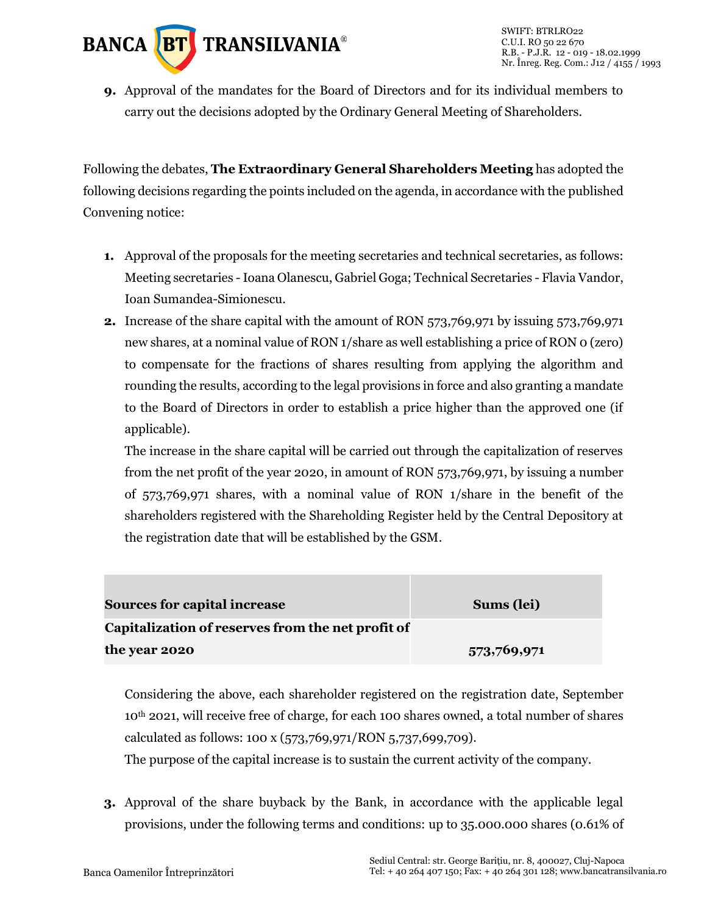9. Approval of the mandates for the Board of Directors and for its individual members to carry out the decisions adopted by the Ordinary General Meeting of Shareholders.

Following the debates, **The Extraordinary General Shareholders Meeting** has adopted the following decisions regarding the points included on the agenda, in accordance with the published Convening notice:

1. Approval of the proposals for the meeting secretaries and technical secretaries, as follows: Meeting secretaries - Ioana Olanescu, Gabriel Goga; Technical Secretaries - Flavia Vandor, Ioan Sumandea-Simionescu.
2. Increase of the share capital with the amount of RON 573,769,971 by issuing 573,769,971 new shares, at a nominal value of RON 1/share as well establishing a price of RON 0 (zero) to compensate for the fractions of shares resulting from applying the algorithm and rounding the results, according to the legal provisions in force and also granting a mandate to the Board of Directors in order to establish a price higher than the approved one (if applicable).

   The increase in the share capital will be carried out through the capitalization of reserves from the net profit of the year 2020, in amount of RON 573,769,971, by issuing a number of 573,769,971 shares, with a nominal value of RON 1/share in the benefit of the shareholders registered with the Shareholding Register held by the Central Depository at the registration date that will be established by the GSM.

   | **Sources for capital increase** | **Sums (lei)** |
   | --- | --- |
   | **Capitalization of reserves from the net profit of the year 2020** | **573,769,971** |

   Considering the above, each shareholder registered on the registration date, September 10th 2021, will receive free of charge, for each 100 shares owned, a total number of shares calculated as follows: 100 x (573,769,971/RON 5,737,699,709).

   The purpose of the capital increase is to sustain the current activity of the company.

3. Approval of the share buyback by the Bank, in accordance with the applicable legal provisions, under the following terms and conditions: up to 35.000.000 shares (0.61% of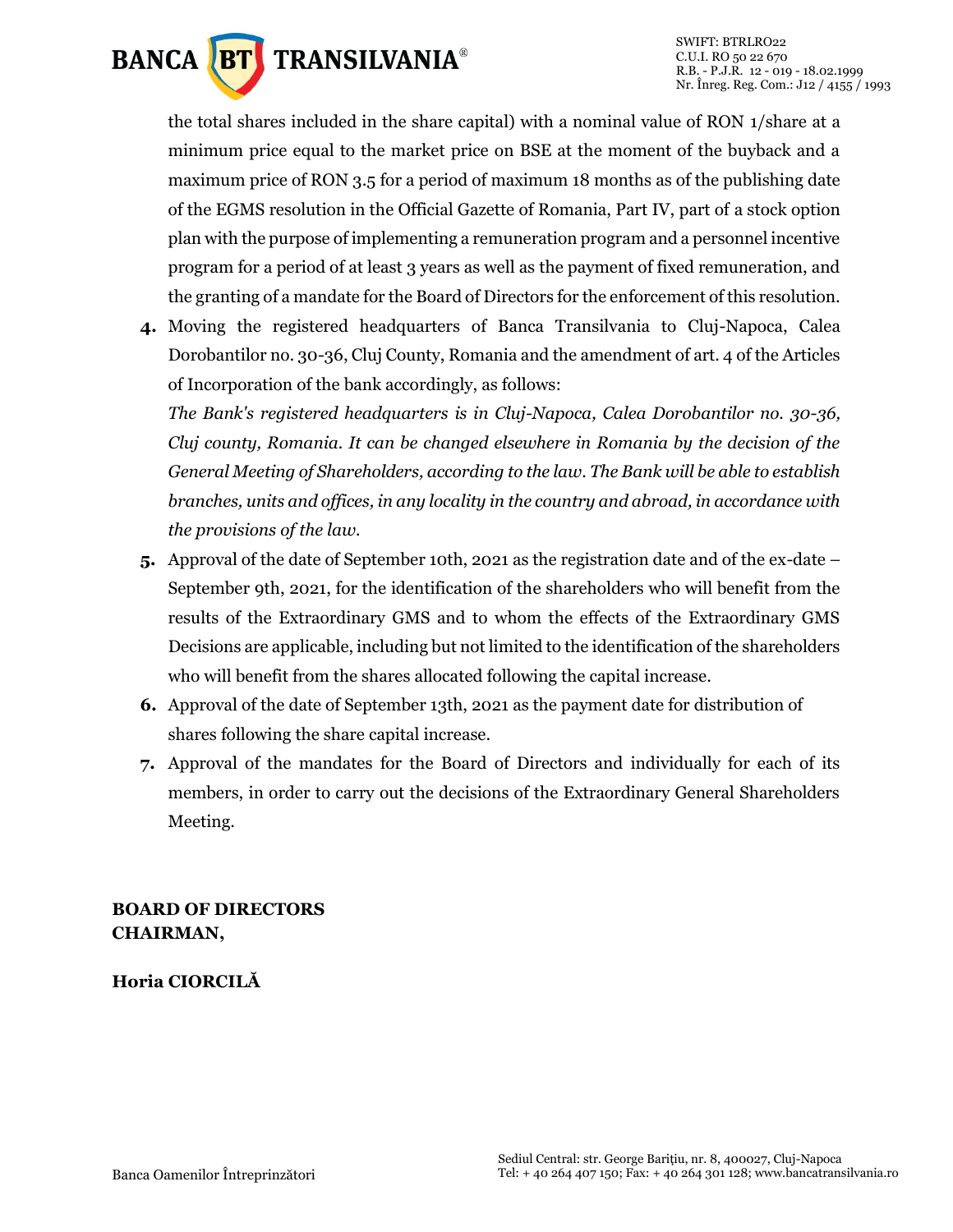the total shares included in the share capital) with a nominal value of RON 1/share at a minimum price equal to the market price on BSE at the moment of the buyback and a maximum price of RON 3.5 for a period of maximum 18 months as of the publishing date of the EGMS resolution in the Official Gazette of Romania, Part IV, part of a stock option plan with the purpose of implementing a remuneration program and a personnel incentive program for a period of at least 3 years as well as the payment of fixed remuneration, and the granting of a mandate for the Board of Directors for the enforcement of this resolution.

4. Moving the registered headquarters of Banca Transilvania to Cluj-Napoca, Calea Dorobantilor no. 30-36, Cluj County, Romania and the amendment of art. 4 of the Articles of Incorporation of the bank accordingly, as follows:
   *The Bank's registered headquarters is in Cluj-Napoca, Calea Dorobantilor no. 30-36, Cluj county, Romania. It can be changed elsewhere in Romania by the decision of the General Meeting of Shareholders, according to the law. The Bank will be able to establish branches, units and offices, in any locality in the country and abroad, in accordance with the provisions of the law.*
5. Approval of the date of September 10th, 2021 as the registration date and of the ex-date – September 9th, 2021, for the identification of the shareholders who will benefit from the results of the Extraordinary GMS and to whom the effects of the Extraordinary GMS Decisions are applicable, including but not limited to the identification of the shareholders who will benefit from the shares allocated following the capital increase.
6. Approval of the date of September 13th, 2021 as the payment date for distribution of shares following the share capital increase.
7. Approval of the mandates for the Board of Directors and individually for each of its members, in order to carry out the decisions of the Extraordinary General Shareholders Meeting.

**BOARD OF DIRECTORS**
**CHAIRMAN,**

**Horia CIORCILĂ**